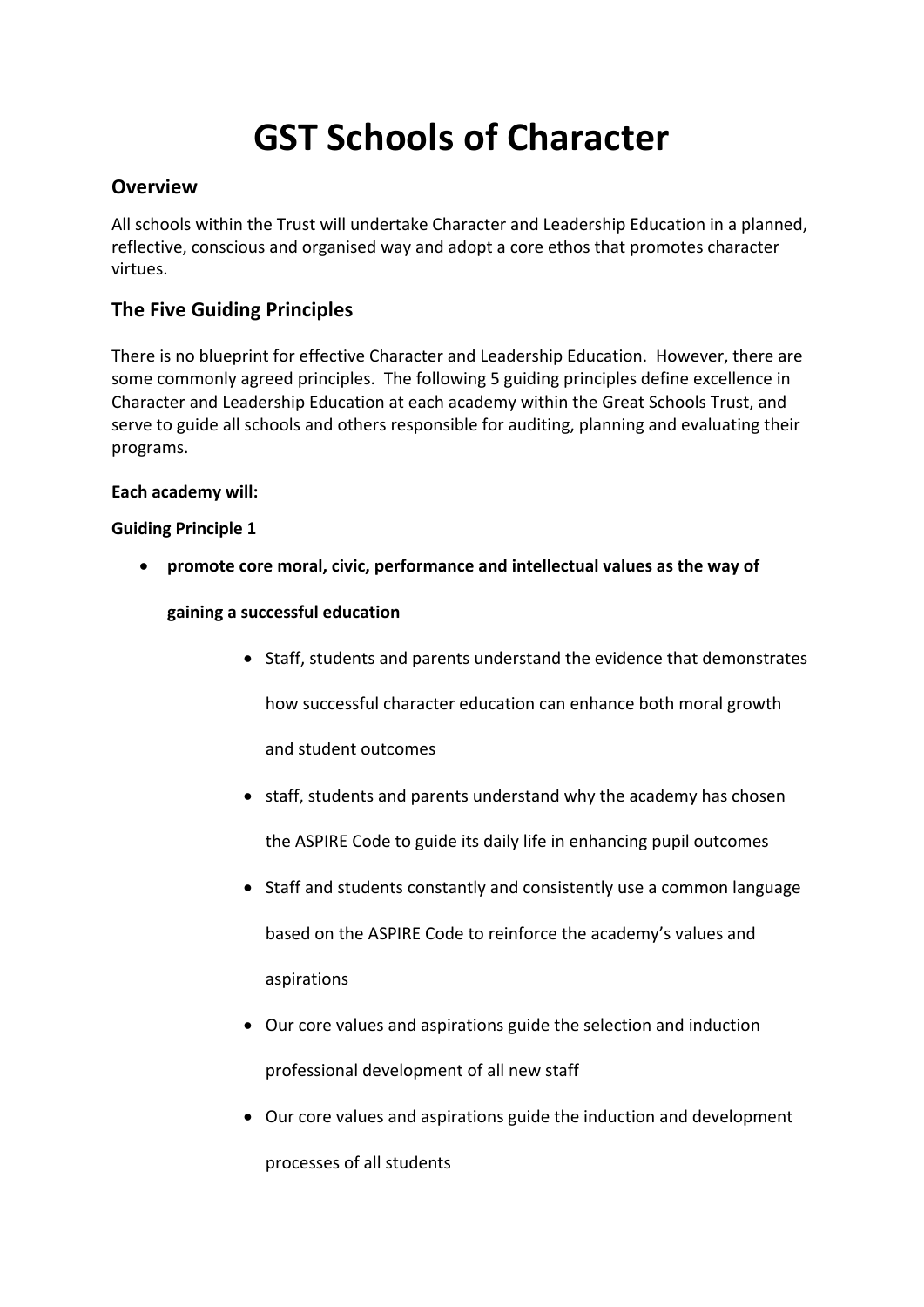# GST Schools of Character

## Overview

All schools within the Trust will undertake Character and Leadership Education in a planned, reflective, conscious and organised way and adopt a core ethos that promotes character virtues.

## The Five Guiding Principles

There is no blueprint for effective Character and Leadership Education. However, there are some commonly agreed principles. The following 5 guiding principles define excellence in Character and Leadership Education at each academy within the Great Schools Trust, and serve to guide all schools and others responsible for auditing, planning and evaluating their programs.

**Each academy will:**

**Guiding Principle 1**

- **promote core moral, civic, performance and intellectual values as the way of gaining a successful education**
    - Staff, students and parents understand the evidence that demonstrates how successful character education can enhance both moral growth and student outcomes
    - staff, students and parents understand why the academy has chosen the ASPIRE Code to guide its daily life in enhancing pupil outcomes
    - Staff and students constantly and consistently use a common language based on the ASPIRE Code to reinforce the academy's values and aspirations
    - Our core values and aspirations guide the selection and induction professional development of all new staff
    - Our core values and aspirations guide the induction and development processes of all students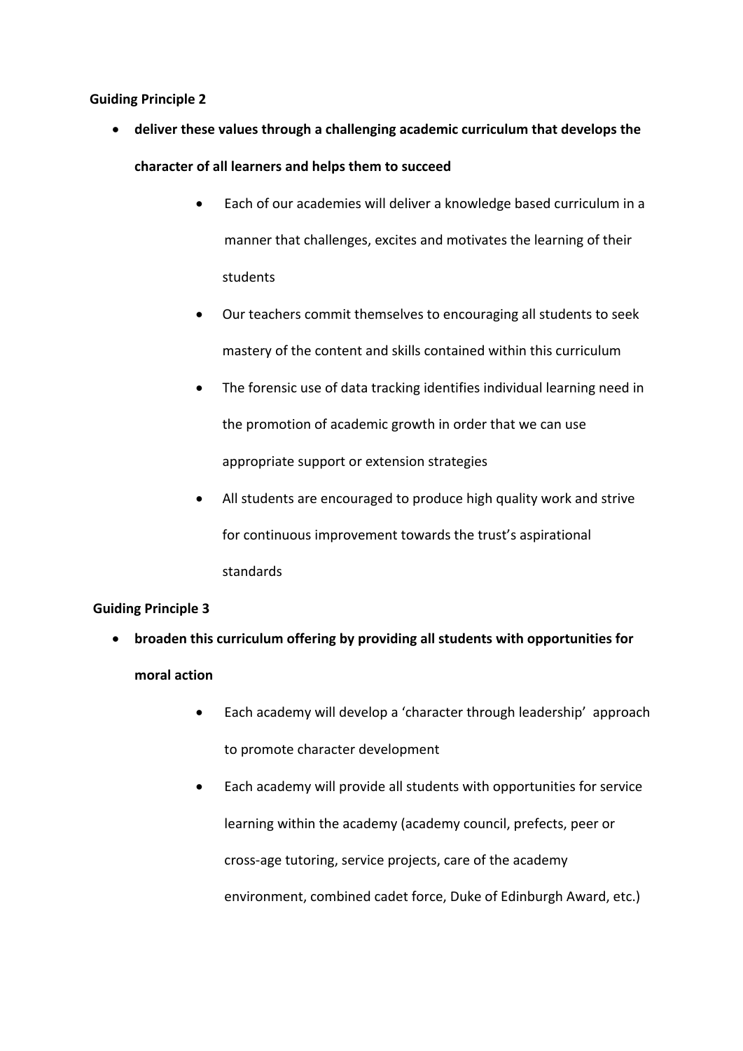**Guiding Principle 2**

- **deliver these values through a challenging academic curriculum that develops the character of all learners and helps them to succeed**
  - Each of our academies will deliver a knowledge based curriculum in a manner that challenges, excites and motivates the learning of their students
  - Our teachers commit themselves to encouraging all students to seek mastery of the content and skills contained within this curriculum
  - The forensic use of data tracking identifies individual learning need in the promotion of academic growth in order that we can use appropriate support or extension strategies
  - All students are encouraged to produce high quality work and strive for continuous improvement towards the trust's aspirational standards

**Guiding Principle 3**

- **broaden this curriculum offering by providing all students with opportunities for moral action**
  - Each academy will develop a 'character through leadership' approach to promote character development
  - Each academy will provide all students with opportunities for service learning within the academy (academy council, prefects, peer or cross-age tutoring, service projects, care of the academy environment, combined cadet force, Duke of Edinburgh Award, etc.)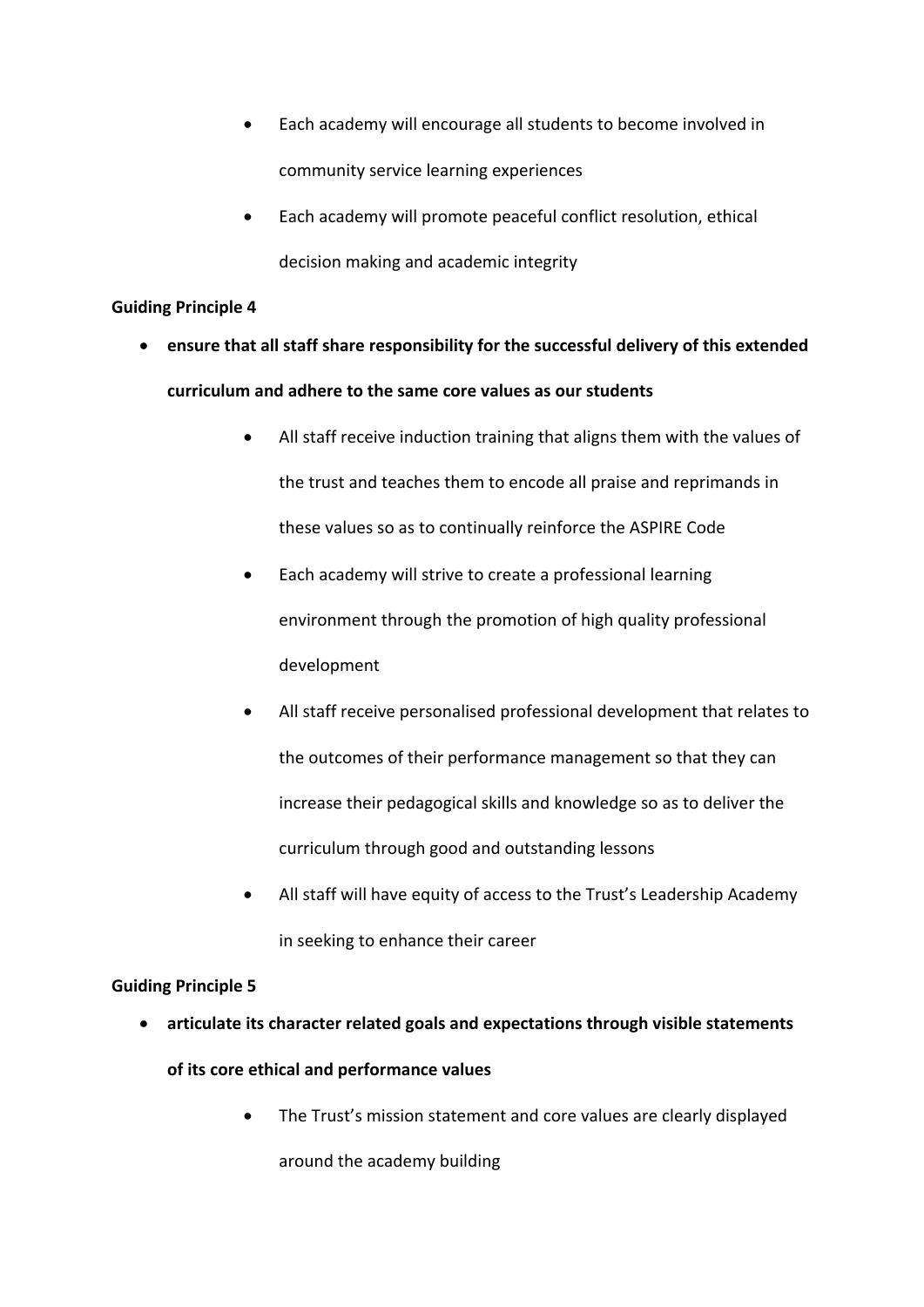- Each academy will encourage all students to become involved in community service learning experiences
- Each academy will promote peaceful conflict resolution, ethical decision making and academic integrity

**Guiding Principle 4**

- **ensure that all staff share responsibility for the successful delivery of this extended curriculum and adhere to the same core values as our students**
    - All staff receive induction training that aligns them with the values of the trust and teaches them to encode all praise and reprimands in these values so as to continually reinforce the ASPIRE Code
    - Each academy will strive to create a professional learning environment through the promotion of high quality professional development
    - All staff receive personalised professional development that relates to the outcomes of their performance management so that they can increase their pedagogical skills and knowledge so as to deliver the curriculum through good and outstanding lessons
    - All staff will have equity of access to the Trust's Leadership Academy in seeking to enhance their career

**Guiding Principle 5**

- **articulate its character related goals and expectations through visible statements of its core ethical and performance values**
    - The Trust's mission statement and core values are clearly displayed around the academy building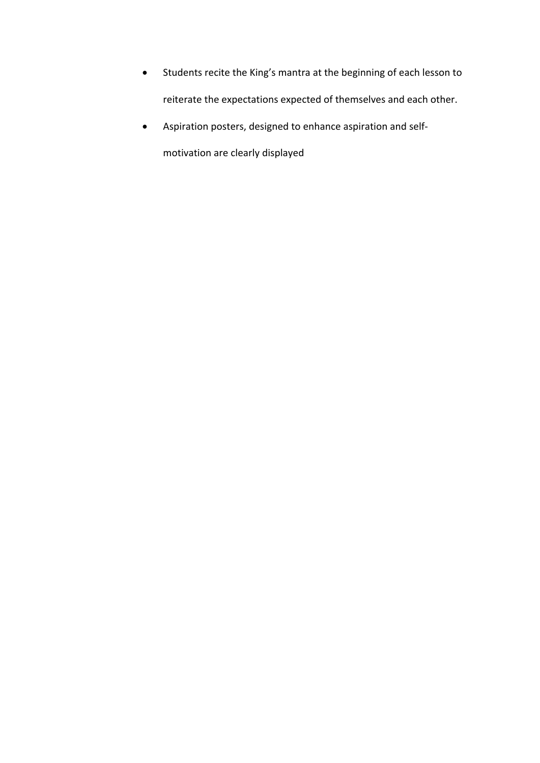- Students recite the King's mantra at the beginning of each lesson to reiterate the expectations expected of themselves and each other.
- Aspiration posters, designed to enhance aspiration and self-motivation are clearly displayed